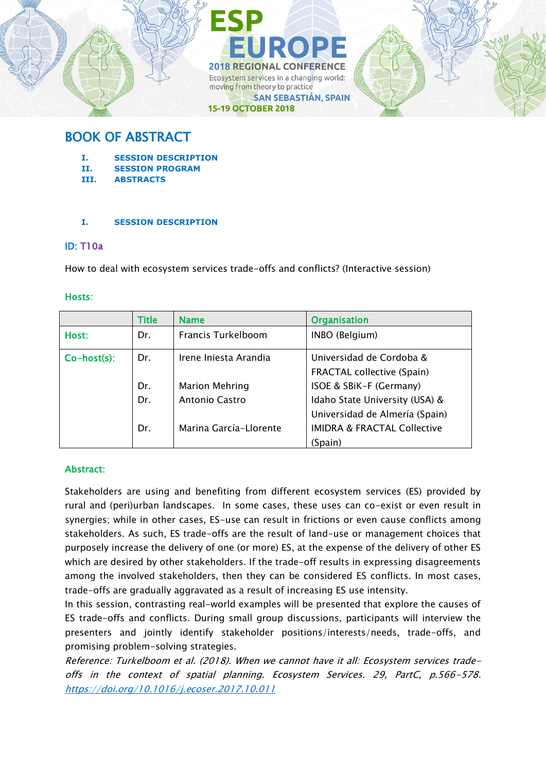ESP EUROPE

2018 REGIONAL CONFERENCE

Ecosystem services in a changing world: moving from theory to practice

SAN SEBASTIÁN, SPAIN

15-19 OCTOBER 2018

# BOOK OF ABSTRACT

I. SESSION DESCRIPTION
II. SESSION PROGRAM
III. ABSTRACTS

## I. SESSION DESCRIPTION

### ID: T10a

How to deal with ecosystem services trade-offs and conflicts? (Interactive session)

### Hosts:

| | Title | Name | Organisation |
|---|---|---|---|
| Host: | Dr. | Francis Turkelboom | INBO (Belgium) |
| Co-host(s): | Dr. | Irene Iniesta Arandia | Universidad de Cordoba & FRACTAL collective (Spain) |
| | Dr. | Marion Mehring | ISOE & SBiK-F (Germany) |
| | Dr. | Antonio Castro | Idaho State University (USA) & Universidad de Almería (Spain) |
| | Dr. | Marina García-Llorente | IMIDRA & FRACTAL Collective (Spain) |

### Abstract:

Stakeholders are using and benefiting from different ecosystem services (ES) provided by rural and (peri)urban landscapes. In some cases, these uses can co-exist or even result in synergies; while in other cases, ES-use can result in frictions or even cause conflicts among stakeholders. As such, ES trade-offs are the result of land-use or management choices that purposely increase the delivery of one (or more) ES, at the expense of the delivery of other ES which are desired by other stakeholders. If the trade-off results in expressing disagreements among the involved stakeholders, then they can be considered ES conflicts. In most cases, trade-offs are gradually aggravated as a result of increasing ES use intensity.

In this session, contrasting real-world examples will be presented that explore the causes of ES trade-offs and conflicts. During small group discussions, participants will interview the presenters and jointly identify stakeholder positions/interests/needs, trade-offs, and promising problem-solving strategies.

*Reference: Turkelboom et al. (2018). When we cannot have it all: Ecosystem services trade-offs in the context of spatial planning. Ecosystem Services. 29, PartC, p.566-578.* *https://doi.org/10.1016/j.ecoser.2017.10.011*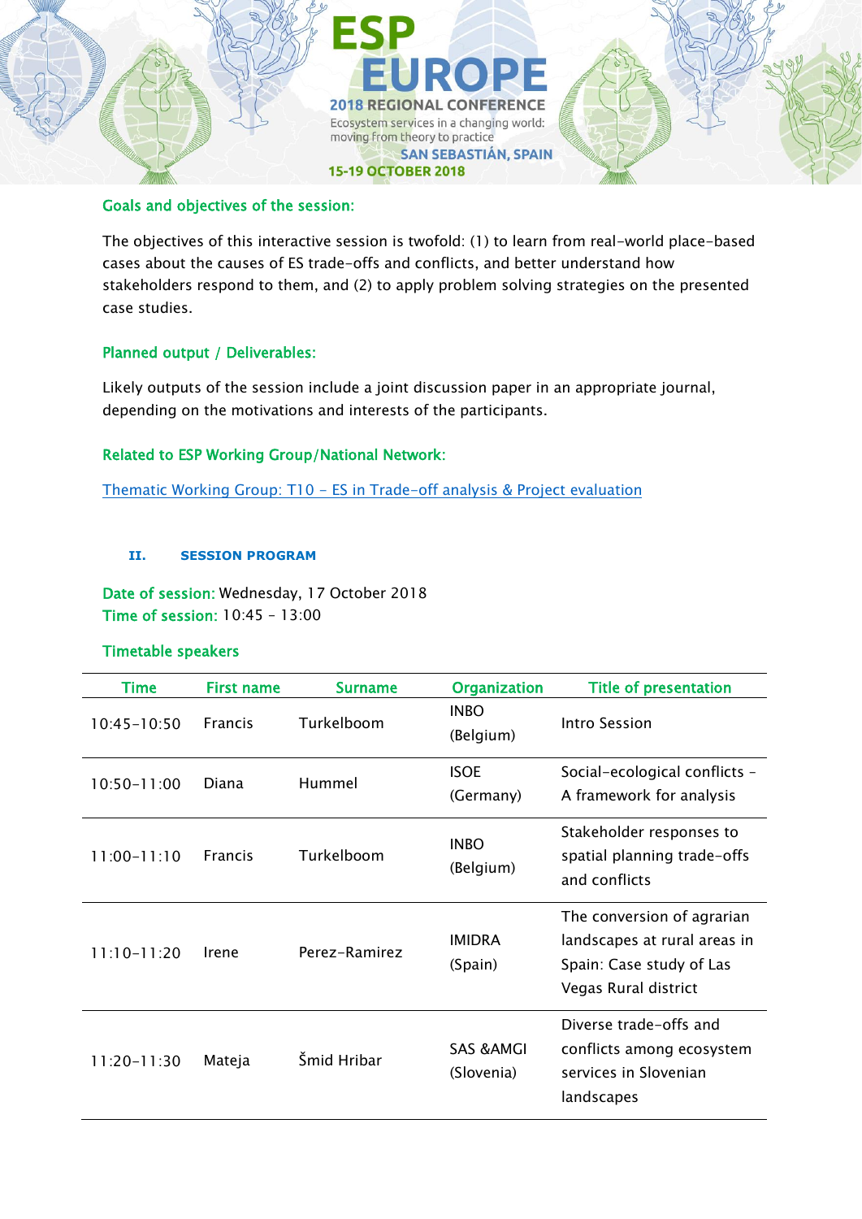### Goals and objectives of the session:

The objectives of this interactive session is twofold: (1) to learn from real-world place-based cases about the causes of ES trade-offs and conflicts, and better understand how stakeholders respond to them, and (2) to apply problem solving strategies on the presented case studies.

### Planned output / Deliverables:

Likely outputs of the session include a joint discussion paper in an appropriate journal, depending on the motivations and interests of the participants.

### Related to ESP Working Group/National Network:

Thematic Working Group: T10 – ES in Trade-off analysis & Project evaluation

## II. SESSION PROGRAM

**Date of session:** Wednesday, 17 October 2018
**Time of session:** 10:45 – 13:00

### Timetable speakers

| Time | First name | Surname | Organization | Title of presentation |
|---|---|---|---|---|
| 10:45-10:50 | Francis | Turkelboom | INBO (Belgium) | Intro Session |
| 10:50-11:00 | Diana | Hummel | ISOE (Germany) | Social-ecological conflicts – A framework for analysis |
| 11:00-11:10 | Francis | Turkelboom | INBO (Belgium) | Stakeholder responses to spatial planning trade-offs and conflicts |
| 11:10-11:20 | Irene | Perez-Ramirez | IMIDRA (Spain) | The conversion of agrarian landscapes at rural areas in Spain: Case study of Las Vegas Rural district |
| 11:20-11:30 | Mateja | Šmid Hribar | SAS &AMGI (Slovenia) | Diverse trade-offs and conflicts among ecosystem services in Slovenian landscapes |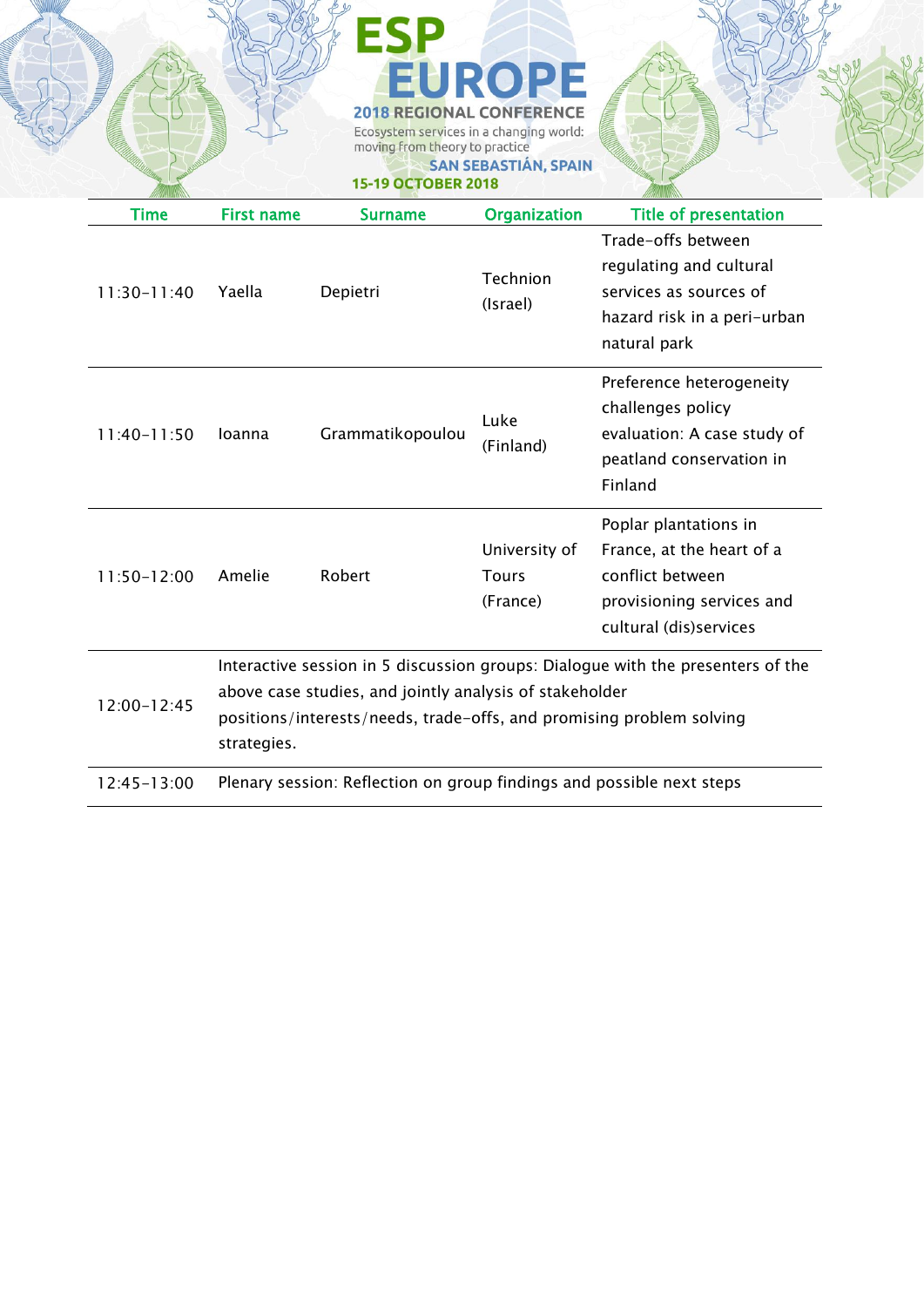| Time | First name | Surname | Organization | Title of presentation |
|---|---|---|---|---|
| 11:30-11:40 | Yaella | Depietri | Technion (Israel) | Trade-offs between regulating and cultural services as sources of hazard risk in a peri-urban natural park |
| 11:40-11:50 | Ioanna | Grammatikopoulou | Luke (Finland) | Preference heterogeneity challenges policy evaluation: A case study of peatland conservation in Finland |
| 11:50-12:00 | Amelie | Robert | University of Tours (France) | Poplar plantations in France, at the heart of a conflict between provisioning services and cultural (dis)services |
| 12:00-12:45 | Interactive session in 5 discussion groups: Dialogue with the presenters of the above case studies, and jointly analysis of stakeholder positions/interests/needs, trade-offs, and promising problem solving strategies. | | | |
| 12:45-13:00 | Plenary session: Reflection on group findings and possible next steps | | | |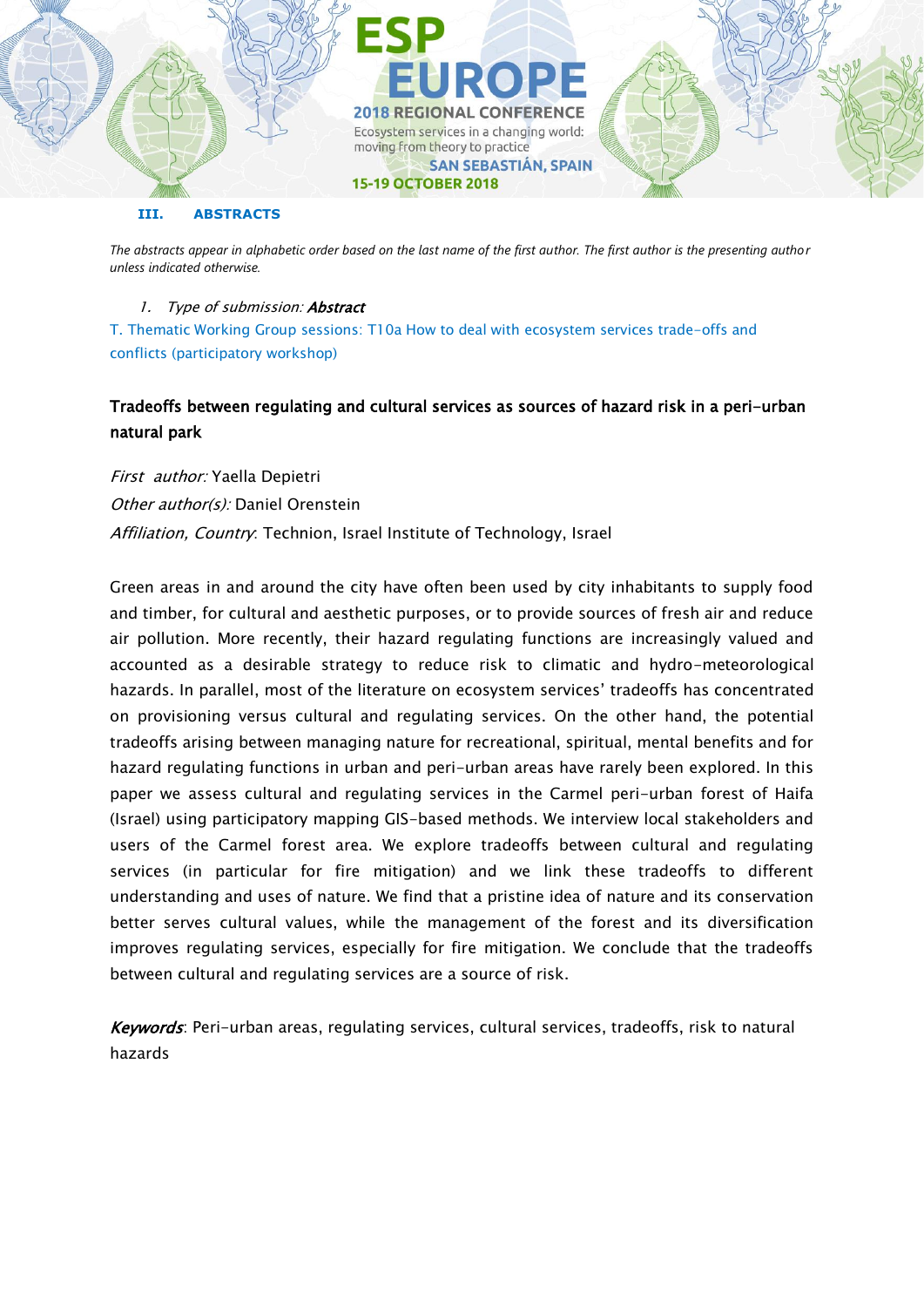## III. ABSTRACTS

*The abstracts appear in alphabetic order based on the last name of the first author. The first author is the presenting author unless indicated otherwise.*

1. *Type of submission:* ***Abstract***

T. Thematic Working Group sessions: T10a How to deal with ecosystem services trade-offs and conflicts (participatory workshop)

### Tradeoffs between regulating and cultural services as sources of hazard risk in a peri-urban natural park

*First author:* Yaella Depietri

*Other author(s):* Daniel Orenstein

*Affiliation, Country*: Technion, Israel Institute of Technology, Israel

Green areas in and around the city have often been used by city inhabitants to supply food and timber, for cultural and aesthetic purposes, or to provide sources of fresh air and reduce air pollution. More recently, their hazard regulating functions are increasingly valued and accounted as a desirable strategy to reduce risk to climatic and hydro-meteorological hazards. In parallel, most of the literature on ecosystem services' tradeoffs has concentrated on provisioning versus cultural and regulating services. On the other hand, the potential tradeoffs arising between managing nature for recreational, spiritual, mental benefits and for hazard regulating functions in urban and peri-urban areas have rarely been explored. In this paper we assess cultural and regulating services in the Carmel peri-urban forest of Haifa (Israel) using participatory mapping GIS-based methods. We interview local stakeholders and users of the Carmel forest area. We explore tradeoffs between cultural and regulating services (in particular for fire mitigation) and we link these tradeoffs to different understanding and uses of nature. We find that a pristine idea of nature and its conservation better serves cultural values, while the management of the forest and its diversification improves regulating services, especially for fire mitigation. We conclude that the tradeoffs between cultural and regulating services are a source of risk.

***Keywords***: Peri-urban areas, regulating services, cultural services, tradeoffs, risk to natural hazards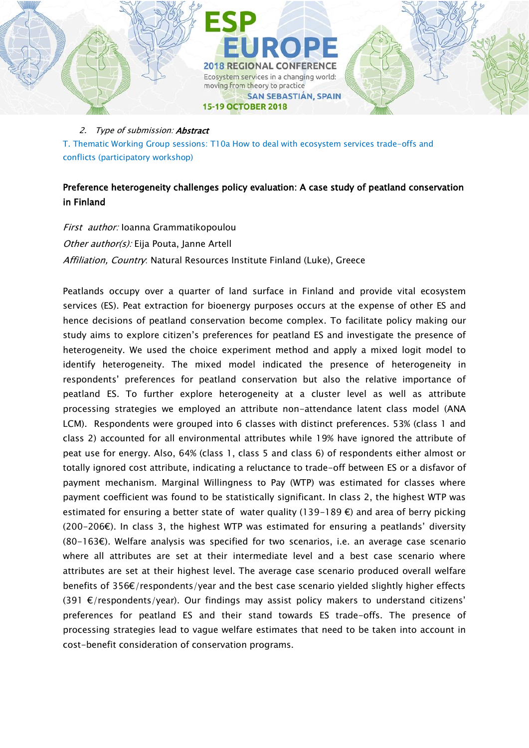2. *Type of submission:* ***Abstract***

T. Thematic Working Group sessions: T10a How to deal with ecosystem services trade-offs and conflicts (participatory workshop)

**Preference heterogeneity challenges policy evaluation: A case study of peatland conservation in Finland**

*First author:* Ioanna Grammatikopoulou

*Other author(s):* Eija Pouta, Janne Artell

*Affiliation, Country*: Natural Resources Institute Finland (Luke), Greece

Peatlands occupy over a quarter of land surface in Finland and provide vital ecosystem services (ES). Peat extraction for bioenergy purposes occurs at the expense of other ES and hence decisions of peatland conservation become complex. To facilitate policy making our study aims to explore citizen's preferences for peatland ES and investigate the presence of heterogeneity. We used the choice experiment method and apply a mixed logit model to identify heterogeneity. The mixed model indicated the presence of heterogeneity in respondents' preferences for peatland conservation but also the relative importance of peatland ES. To further explore heterogeneity at a cluster level as well as attribute processing strategies we employed an attribute non-attendance latent class model (ANA LCM). Respondents were grouped into 6 classes with distinct preferences. 53% (class 1 and class 2) accounted for all environmental attributes while 19% have ignored the attribute of peat use for energy. Also, 64% (class 1, class 5 and class 6) of respondents either almost or totally ignored cost attribute, indicating a reluctance to trade-off between ES or a disfavor of payment mechanism. Marginal Willingness to Pay (WTP) was estimated for classes where payment coefficient was found to be statistically significant. In class 2, the highest WTP was estimated for ensuring a better state of water quality (139-189 €) and area of berry picking (200-206€). In class 3, the highest WTP was estimated for ensuring a peatlands' diversity (80-163€). Welfare analysis was specified for two scenarios, i.e. an average case scenario where all attributes are set at their intermediate level and a best case scenario where attributes are set at their highest level. The average case scenario produced overall welfare benefits of 356€/respondents/year and the best case scenario yielded slightly higher effects (391 €/respondents/year). Our findings may assist policy makers to understand citizens' preferences for peatland ES and their stand towards ES trade-offs. The presence of processing strategies lead to vague welfare estimates that need to be taken into account in cost-benefit consideration of conservation programs.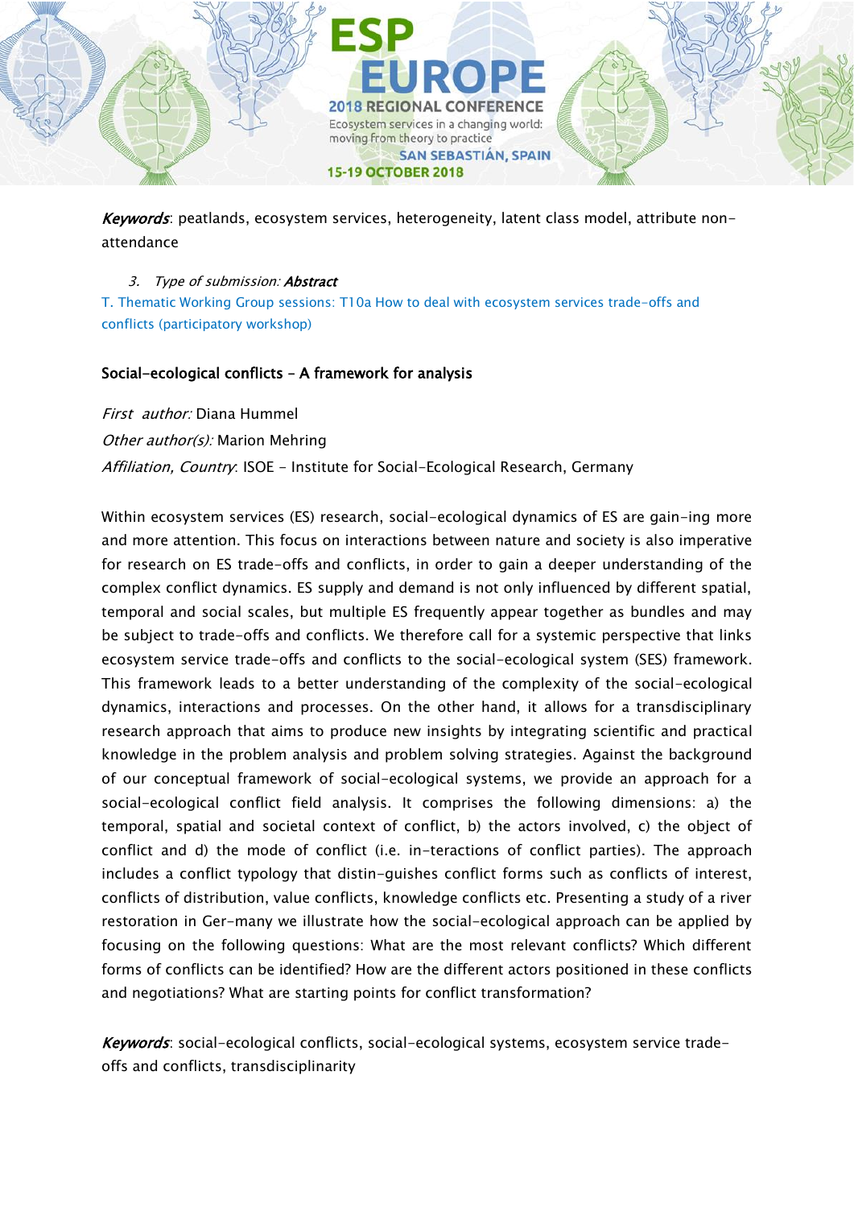*Keywords*: peatlands, ecosystem services, heterogeneity, latent class model, attribute non-attendance

3. *Type of submission:* ***Abstract***

T. Thematic Working Group sessions: T10a How to deal with ecosystem services trade-offs and conflicts (participatory workshop)

**Social-ecological conflicts – A framework for analysis**

*First author:* Diana Hummel

*Other author(s):* Marion Mehring

*Affiliation, Country*: ISOE – Institute for Social-Ecological Research, Germany

Within ecosystem services (ES) research, social-ecological dynamics of ES are gain-ing more and more attention. This focus on interactions between nature and society is also imperative for research on ES trade-offs and conflicts, in order to gain a deeper understanding of the complex conflict dynamics. ES supply and demand is not only influenced by different spatial, temporal and social scales, but multiple ES frequently appear together as bundles and may be subject to trade-offs and conflicts. We therefore call for a systemic perspective that links ecosystem service trade-offs and conflicts to the social-ecological system (SES) framework. This framework leads to a better understanding of the complexity of the social-ecological dynamics, interactions and processes. On the other hand, it allows for a transdisciplinary research approach that aims to produce new insights by integrating scientific and practical knowledge in the problem analysis and problem solving strategies. Against the background of our conceptual framework of social-ecological systems, we provide an approach for a social-ecological conflict field analysis. It comprises the following dimensions: a) the temporal, spatial and societal context of conflict, b) the actors involved, c) the object of conflict and d) the mode of conflict (i.e. in-teractions of conflict parties). The approach includes a conflict typology that distin-guishes conflict forms such as conflicts of interest, conflicts of distribution, value conflicts, knowledge conflicts etc. Presenting a study of a river restoration in Ger-many we illustrate how the social-ecological approach can be applied by focusing on the following questions: What are the most relevant conflicts? Which different forms of conflicts can be identified? How are the different actors positioned in these conflicts and negotiations? What are starting points for conflict transformation?

*Keywords*: social-ecological conflicts, social-ecological systems, ecosystem service trade-offs and conflicts, transdisciplinarity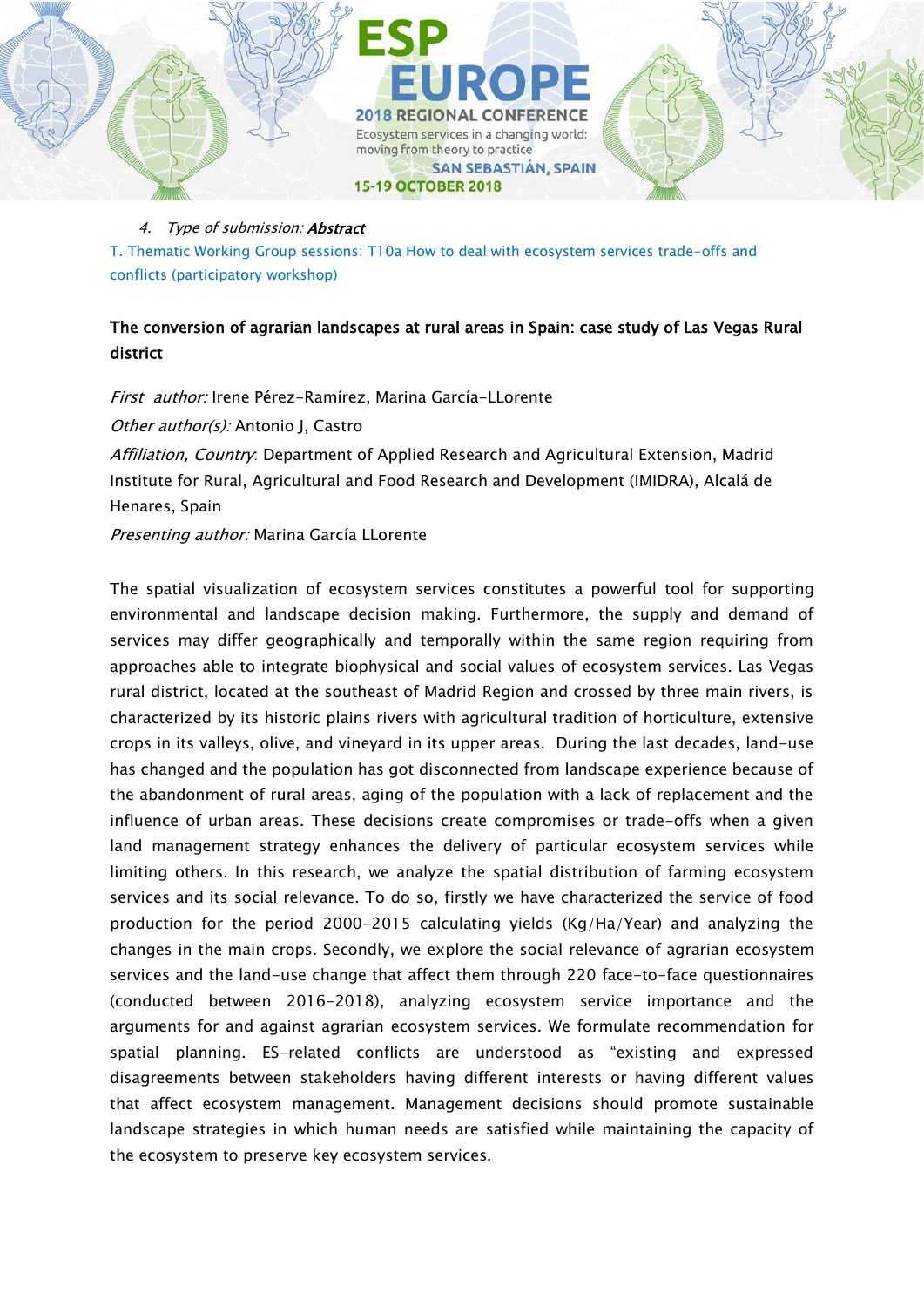4. *Type of submission:* ***Abstract***

T. Thematic Working Group sessions: T10a How to deal with ecosystem services trade-offs and conflicts (participatory workshop)

**The conversion of agrarian landscapes at rural areas in Spain: case study of Las Vegas Rural district**

*First author:* Irene Pérez-Ramírez, Marina García-LLorente

*Other author(s):* Antonio J, Castro

*Affiliation, Country*: Department of Applied Research and Agricultural Extension, Madrid Institute for Rural, Agricultural and Food Research and Development (IMIDRA), Alcalá de Henares, Spain

*Presenting author:* Marina García LLorente

The spatial visualization of ecosystem services constitutes a powerful tool for supporting environmental and landscape decision making. Furthermore, the supply and demand of services may differ geographically and temporally within the same region requiring from approaches able to integrate biophysical and social values of ecosystem services. Las Vegas rural district, located at the southeast of Madrid Region and crossed by three main rivers, is characterized by its historic plains rivers with agricultural tradition of horticulture, extensive crops in its valleys, olive, and vineyard in its upper areas. During the last decades, land-use has changed and the population has got disconnected from landscape experience because of the abandonment of rural areas, aging of the population with a lack of replacement and the influence of urban areas. These decisions create compromises or trade-offs when a given land management strategy enhances the delivery of particular ecosystem services while limiting others. In this research, we analyze the spatial distribution of farming ecosystem services and its social relevance. To do so, firstly we have characterized the service of food production for the period 2000-2015 calculating yields (Kg/Ha/Year) and analyzing the changes in the main crops. Secondly, we explore the social relevance of agrarian ecosystem services and the land-use change that affect them through 220 face-to-face questionnaires (conducted between 2016-2018), analyzing ecosystem service importance and the arguments for and against agrarian ecosystem services. We formulate recommendation for spatial planning. ES-related conflicts are understood as "existing and expressed disagreements between stakeholders having different interests or having different values that affect ecosystem management. Management decisions should promote sustainable landscape strategies in which human needs are satisfied while maintaining the capacity of the ecosystem to preserve key ecosystem services.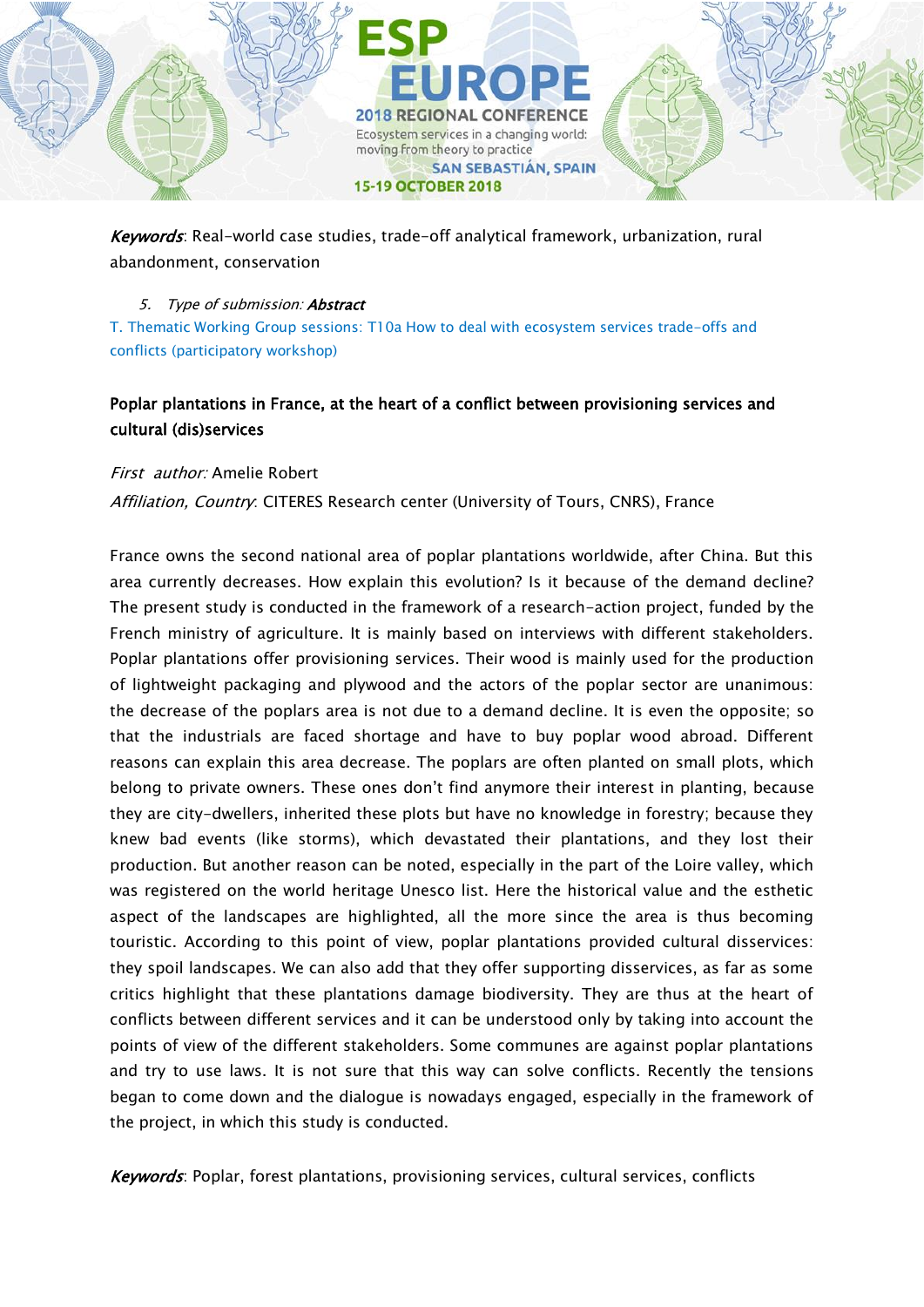*Keywords*: Real-world case studies, trade-off analytical framework, urbanization, rural abandonment, conservation

5. *Type of submission:* ***Abstract***

T. Thematic Working Group sessions: T10a How to deal with ecosystem services trade-offs and conflicts (participatory workshop)

## Poplar plantations in France, at the heart of a conflict between provisioning services and cultural (dis)services

*First author:* Amelie Robert

*Affiliation, Country*: CITERES Research center (University of Tours, CNRS), France

France owns the second national area of poplar plantations worldwide, after China. But this area currently decreases. How explain this evolution? Is it because of the demand decline? The present study is conducted in the framework of a research-action project, funded by the French ministry of agriculture. It is mainly based on interviews with different stakeholders. Poplar plantations offer provisioning services. Their wood is mainly used for the production of lightweight packaging and plywood and the actors of the poplar sector are unanimous: the decrease of the poplars area is not due to a demand decline. It is even the opposite; so that the industrials are faced shortage and have to buy poplar wood abroad. Different reasons can explain this area decrease. The poplars are often planted on small plots, which belong to private owners. These ones don't find anymore their interest in planting, because they are city-dwellers, inherited these plots but have no knowledge in forestry; because they knew bad events (like storms), which devastated their plantations, and they lost their production. But another reason can be noted, especially in the part of the Loire valley, which was registered on the world heritage Unesco list. Here the historical value and the esthetic aspect of the landscapes are highlighted, all the more since the area is thus becoming touristic. According to this point of view, poplar plantations provided cultural disservices: they spoil landscapes. We can also add that they offer supporting disservices, as far as some critics highlight that these plantations damage biodiversity. They are thus at the heart of conflicts between different services and it can be understood only by taking into account the points of view of the different stakeholders. Some communes are against poplar plantations and try to use laws. It is not sure that this way can solve conflicts. Recently the tensions began to come down and the dialogue is nowadays engaged, especially in the framework of the project, in which this study is conducted.

*Keywords*: Poplar, forest plantations, provisioning services, cultural services, conflicts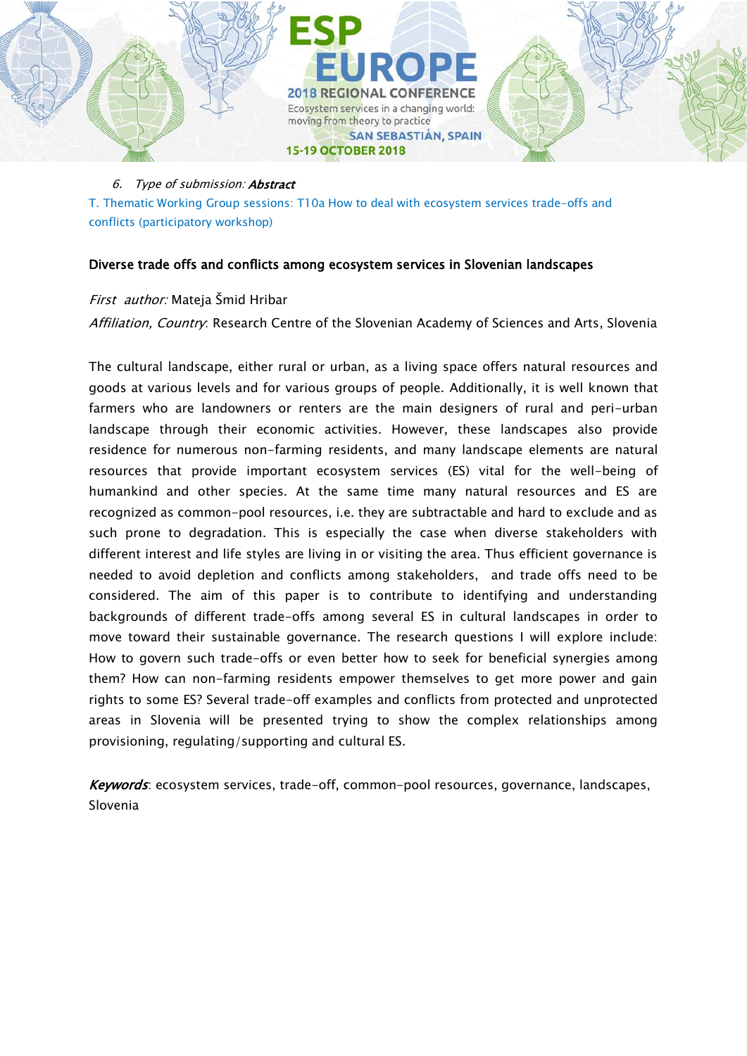6. *Type of submission:* ***Abstract***

T. Thematic Working Group sessions: T10a How to deal with ecosystem services trade-offs and conflicts (participatory workshop)

**Diverse trade offs and conflicts among ecosystem services in Slovenian landscapes**

*First author:* Mateja Šmid Hribar

*Affiliation, Country*: Research Centre of the Slovenian Academy of Sciences and Arts, Slovenia

The cultural landscape, either rural or urban, as a living space offers natural resources and goods at various levels and for various groups of people. Additionally, it is well known that farmers who are landowners or renters are the main designers of rural and peri-urban landscape through their economic activities. However, these landscapes also provide residence for numerous non-farming residents, and many landscape elements are natural resources that provide important ecosystem services (ES) vital for the well-being of humankind and other species. At the same time many natural resources and ES are recognized as common-pool resources, i.e. they are subtractable and hard to exclude and as such prone to degradation. This is especially the case when diverse stakeholders with different interest and life styles are living in or visiting the area. Thus efficient governance is needed to avoid depletion and conflicts among stakeholders, and trade offs need to be considered. The aim of this paper is to contribute to identifying and understanding backgrounds of different trade-offs among several ES in cultural landscapes in order to move toward their sustainable governance. The research questions I will explore include: How to govern such trade-offs or even better how to seek for beneficial synergies among them? How can non-farming residents empower themselves to get more power and gain rights to some ES? Several trade-off examples and conflicts from protected and unprotected areas in Slovenia will be presented trying to show the complex relationships among provisioning, regulating/supporting and cultural ES.

***Keywords***: ecosystem services, trade-off, common-pool resources, governance, landscapes, Slovenia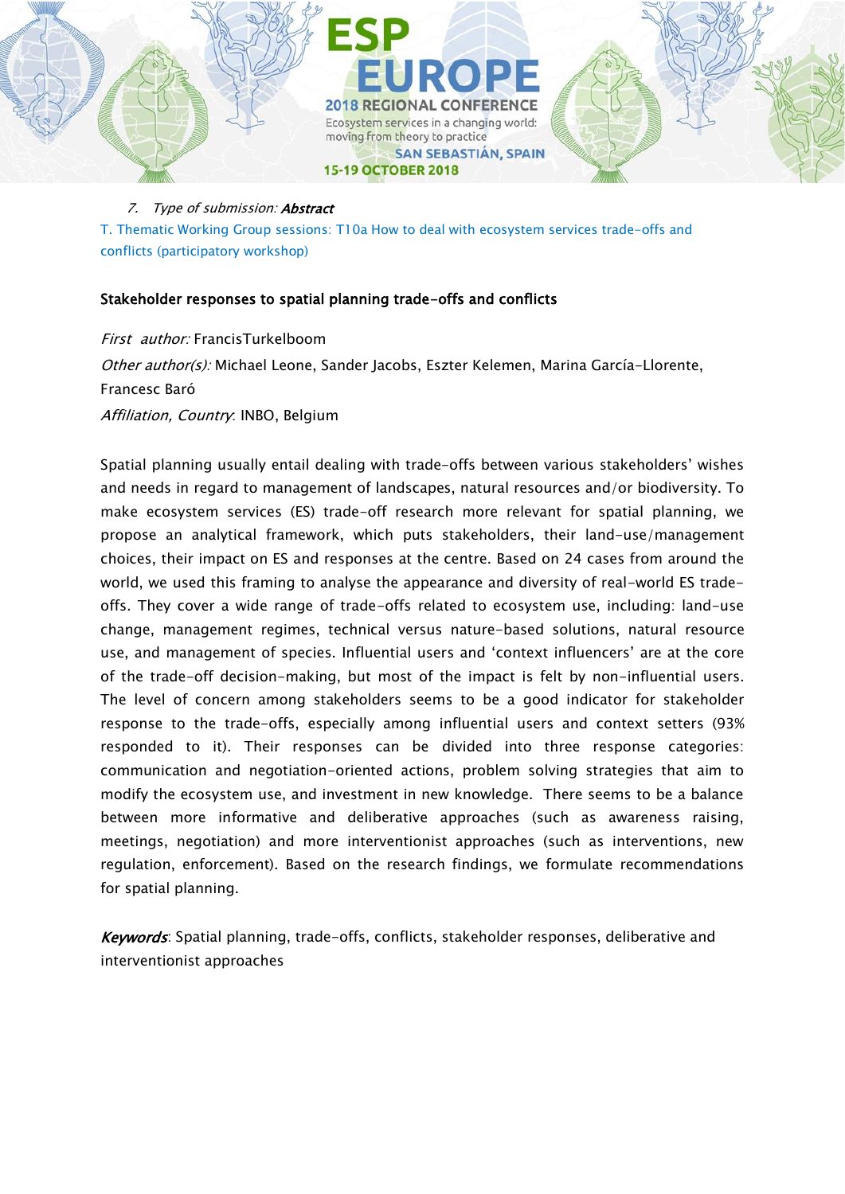7. *Type of submission:* ***Abstract***

T. Thematic Working Group sessions: T10a How to deal with ecosystem services trade-offs and conflicts (participatory workshop)

**Stakeholder responses to spatial planning trade-offs and conflicts**

*First author:* FrancisTurkelboom

*Other author(s):* Michael Leone, Sander Jacobs, Eszter Kelemen, Marina García-Llorente, Francesc Baró

*Affiliation, Country*: INBO, Belgium

Spatial planning usually entail dealing with trade-offs between various stakeholders' wishes and needs in regard to management of landscapes, natural resources and/or biodiversity. To make ecosystem services (ES) trade-off research more relevant for spatial planning, we propose an analytical framework, which puts stakeholders, their land-use/management choices, their impact on ES and responses at the centre. Based on 24 cases from around the world, we used this framing to analyse the appearance and diversity of real-world ES trade-offs. They cover a wide range of trade-offs related to ecosystem use, including: land-use change, management regimes, technical versus nature-based solutions, natural resource use, and management of species. Influential users and 'context influencers' are at the core of the trade-off decision-making, but most of the impact is felt by non-influential users. The level of concern among stakeholders seems to be a good indicator for stakeholder response to the trade-offs, especially among influential users and context setters (93% responded to it). Their responses can be divided into three response categories: communication and negotiation-oriented actions, problem solving strategies that aim to modify the ecosystem use, and investment in new knowledge. There seems to be a balance between more informative and deliberative approaches (such as awareness raising, meetings, negotiation) and more interventionist approaches (such as interventions, new regulation, enforcement). Based on the research findings, we formulate recommendations for spatial planning.

***Keywords***: Spatial planning, trade-offs, conflicts, stakeholder responses, deliberative and interventionist approaches